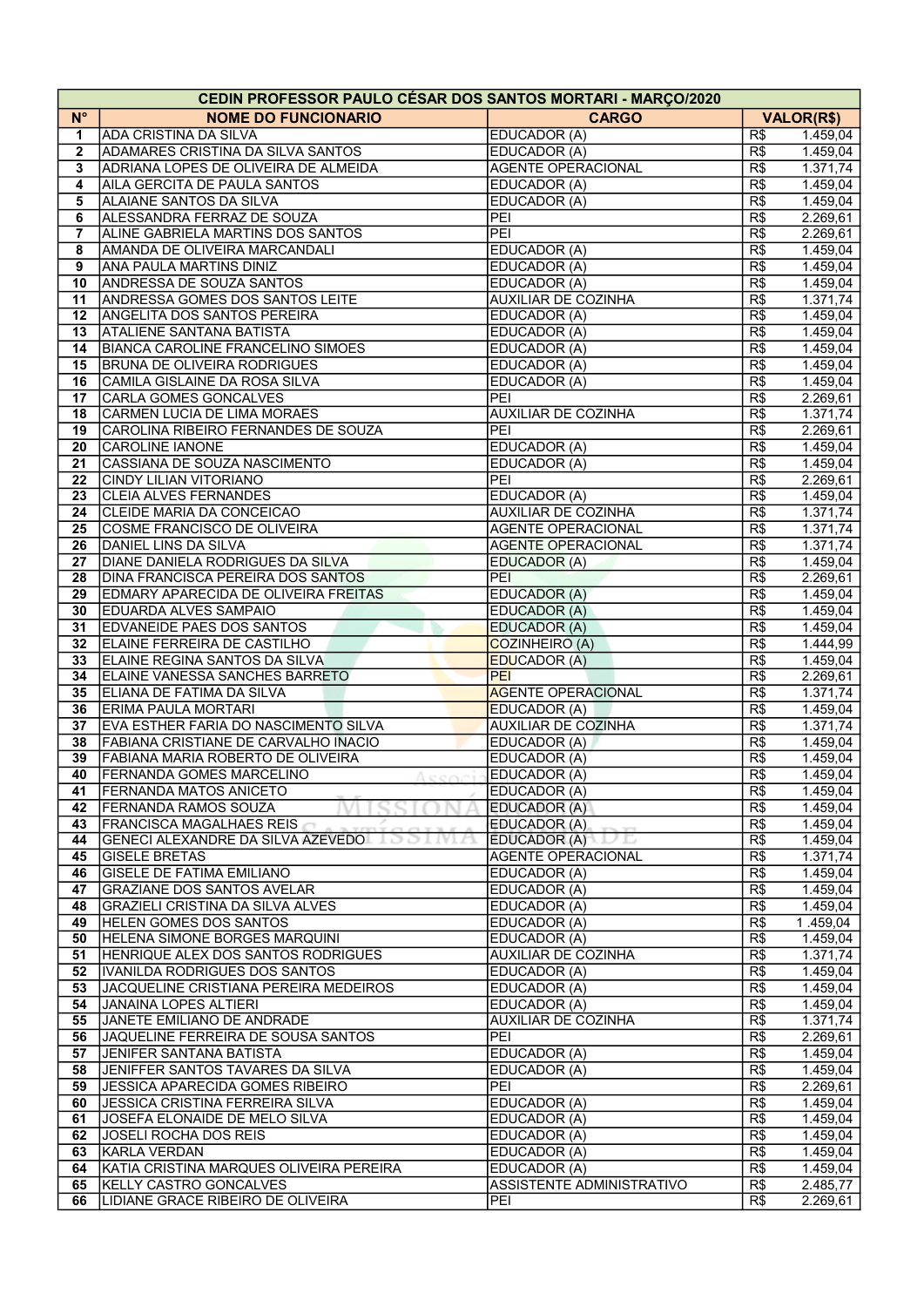| CEDIN PROFESSOR PAULO CÉSAR DOS SANTOS MORTARI - MARÇO/2020 | | | |
|---|---|---|---|
| **N°** | **NOME DO FUNCIONARIO** | **CARGO** | **VALOR(R$)** |
| 1 | ADA CRISTINA DA SILVA | EDUCADOR (A) | R$ 1.459,04 |
| 2 | ADAMARES CRISTINA DA SILVA SANTOS | EDUCADOR (A) | R$ 1.459,04 |
| 3 | ADRIANA LOPES DE OLIVEIRA DE ALMEIDA | AGENTE OPERACIONAL | R$ 1.371,74 |
| 4 | AILA GERCITA DE PAULA SANTOS | EDUCADOR (A) | R$ 1.459,04 |
| 5 | ALAIANE SANTOS DA SILVA | EDUCADOR (A) | R$ 1.459,04 |
| 6 | ALESSANDRA FERRAZ DE SOUZA | PEI | R$ 2.269,61 |
| 7 | ALINE GABRIELA MARTINS DOS SANTOS | PEI | R$ 2.269,61 |
| 8 | AMANDA DE OLIVEIRA MARCANDALI | EDUCADOR (A) | R$ 1.459,04 |
| 9 | ANA PAULA MARTINS DINIZ | EDUCADOR (A) | R$ 1.459,04 |
| 10 | ANDRESSA DE SOUZA SANTOS | EDUCADOR (A) | R$ 1.459,04 |
| 11 | ANDRESSA GOMES DOS SANTOS LEITE | AUXILIAR DE COZINHA | R$ 1.371,74 |
| 12 | ANGELITA DOS SANTOS PEREIRA | EDUCADOR (A) | R$ 1.459,04 |
| 13 | ATALIENE SANTANA BATISTA | EDUCADOR (A) | R$ 1.459,04 |
| 14 | BIANCA CAROLINE FRANCELINO SIMOES | EDUCADOR (A) | R$ 1.459,04 |
| 15 | BRUNA DE OLIVEIRA RODRIGUES | EDUCADOR (A) | R$ 1.459,04 |
| 16 | CAMILA GISLAINE DA ROSA SILVA | EDUCADOR (A) | R$ 1.459,04 |
| 17 | CARLA GOMES GONCALVES | PEI | R$ 2.269,61 |
| 18 | CARMEN LUCIA DE LIMA MORAES | AUXILIAR DE COZINHA | R$ 1.371,74 |
| 19 | CAROLINA RIBEIRO FERNANDES DE SOUZA | PEI | R$ 2.269,61 |
| 20 | CAROLINE IANONE | EDUCADOR (A) | R$ 1.459,04 |
| 21 | CASSIANA DE SOUZA NASCIMENTO | EDUCADOR (A) | R$ 1.459,04 |
| 22 | CINDY LILIAN VITORIANO | PEI | R$ 2.269,61 |
| 23 | CLEIA ALVES FERNANDES | EDUCADOR (A) | R$ 1.459,04 |
| 24 | CLEIDE MARIA DA CONCEICAO | AUXILIAR DE COZINHA | R$ 1.371,74 |
| 25 | COSME FRANCISCO DE OLIVEIRA | AGENTE OPERACIONAL | R$ 1.371,74 |
| 26 | DANIEL LINS DA SILVA | AGENTE OPERACIONAL | R$ 1.371,74 |
| 27 | DIANE DANIELA RODRIGUES DA SILVA | EDUCADOR (A) | R$ 1.459,04 |
| 28 | DINA FRANCISCA PEREIRA DOS SANTOS | PEI | R$ 2.269,61 |
| 29 | EDMARY APARECIDA DE OLIVEIRA FREITAS | EDUCADOR (A) | R$ 1.459,04 |
| 30 | EDUARDA ALVES SAMPAIO | EDUCADOR (A) | R$ 1.459,04 |
| 31 | EDVANEIDE PAES DOS SANTOS | EDUCADOR (A) | R$ 1.459,04 |
| 32 | ELAINE FERREIRA DE CASTILHO | COZINHEIRO (A) | R$ 1.444,99 |
| 33 | ELAINE REGINA SANTOS DA SILVA | EDUCADOR (A) | R$ 1.459,04 |
| 34 | ELAINE VANESSA SANCHES BARRETO | PEI | R$ 2.269,61 |
| 35 | ELIANA DE FATIMA DA SILVA | AGENTE OPERACIONAL | R$ 1.371,74 |
| 36 | ERIMA PAULA MORTARI | EDUCADOR (A) | R$ 1.459,04 |
| 37 | EVA ESTHER FARIA DO NASCIMENTO SILVA | AUXILIAR DE COZINHA | R$ 1.371,74 |
| 38 | FABIANA CRISTIANE DE CARVALHO INACIO | EDUCADOR (A) | R$ 1.459,04 |
| 39 | FABIANA MARIA ROBERTO DE OLIVEIRA | EDUCADOR (A) | R$ 1.459,04 |
| 40 | FERNANDA GOMES MARCELINO | EDUCADOR (A) | R$ 1.459,04 |
| 41 | FERNANDA MATOS ANICETO | EDUCADOR (A) | R$ 1.459,04 |
| 42 | FERNANDA RAMOS SOUZA | EDUCADOR (A) | R$ 1.459,04 |
| 43 | FRANCISCA MAGALHAES REIS | EDUCADOR (A) | R$ 1.459,04 |
| 44 | GENECI ALEXANDRE DA SILVA AZEVEDO | EDUCADOR (A) | R$ 1.459,04 |
| 45 | GISELE BRETAS | AGENTE OPERACIONAL | R$ 1.371,74 |
| 46 | GISELE DE FATIMA EMILIANO | EDUCADOR (A) | R$ 1.459,04 |
| 47 | GRAZIANE DOS SANTOS AVELAR | EDUCADOR (A) | R$ 1.459,04 |
| 48 | GRAZIELI CRISTINA DA SILVA ALVES | EDUCADOR (A) | R$ 1.459,04 |
| 49 | HELEN GOMES DOS SANTOS | EDUCADOR (A) | R$ 1 .459,04 |
| 50 | HELENA SIMONE BORGES MARQUINI | EDUCADOR (A) | R$ 1.459,04 |
| 51 | HENRIQUE ALEX DOS SANTOS RODRIGUES | AUXILIAR DE COZINHA | R$ 1.371,74 |
| 52 | IVANILDA RODRIGUES DOS SANTOS | EDUCADOR (A) | R$ 1.459,04 |
| 53 | JACQUELINE CRISTIANA PEREIRA MEDEIROS | EDUCADOR (A) | R$ 1.459,04 |
| 54 | JANAINA LOPES ALTIERI | EDUCADOR (A) | R$ 1.459,04 |
| 55 | JANETE EMILIANO DE ANDRADE | AUXILIAR DE COZINHA | R$ 1.371,74 |
| 56 | JAQUELINE FERREIRA DE SOUSA SANTOS | PEI | R$ 2.269,61 |
| 57 | JENIFER SANTANA BATISTA | EDUCADOR (A) | R$ 1.459,04 |
| 58 | JENIFFER SANTOS TAVARES DA SILVA | EDUCADOR (A) | R$ 1.459,04 |
| 59 | JESSICA APARECIDA GOMES RIBEIRO | PEI | R$ 2.269,61 |
| 60 | JESSICA CRISTINA FERREIRA SILVA | EDUCADOR (A) | R$ 1.459,04 |
| 61 | JOSEFA ELONAIDE DE MELO SILVA | EDUCADOR (A) | R$ 1.459,04 |
| 62 | JOSELI ROCHA DOS REIS | EDUCADOR (A) | R$ 1.459,04 |
| 63 | KARLA VERDAN | EDUCADOR (A) | R$ 1.459,04 |
| 64 | KATIA CRISTINA MARQUES OLIVEIRA PEREIRA | EDUCADOR (A) | R$ 1.459,04 |
| 65 | KELLY CASTRO GONCALVES | ASSISTENTE ADMINISTRATIVO | R$ 2.485,77 |
| 66 | LIDIANE GRACE RIBEIRO DE OLIVEIRA | PEI | R$ 2.269,61 |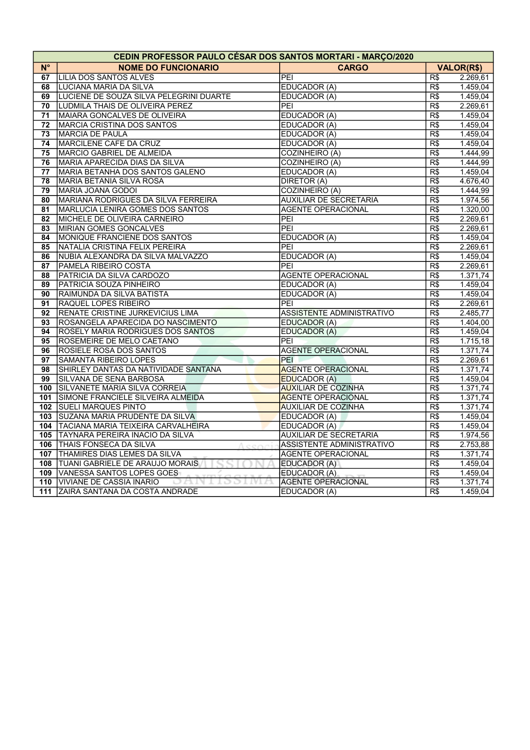| CEDIN PROFESSOR PAULO CÉSAR DOS SANTOS MORTARI - MARÇO/2020 | | | |
|---|---|---|---|
| **N°** | **NOME DO FUNCIONARIO** | **CARGO** | **VALOR(R$)** |
| 67 | LILIA DOS SANTOS ALVES | PEI | R$ 2.269,61 |
| 68 | LUCIANA MARIA DA SILVA | EDUCADOR (A) | R$ 1.459,04 |
| 69 | LUCIENE DE SOUZA SILVA PELEGRINI DUARTE | EDUCADOR (A) | R$ 1.459,04 |
| 70 | LUDMILA THAIS DE OLIVEIRA PEREZ | PEI | R$ 2.269,61 |
| 71 | MAIARA GONCALVES DE OLIVEIRA | EDUCADOR (A) | R$ 1.459,04 |
| 72 | MARCIA CRISTINA DOS SANTOS | EDUCADOR (A) | R$ 1.459,04 |
| 73 | MARCIA DE PAULA | EDUCADOR (A) | R$ 1.459,04 |
| 74 | MARCILENE CAFE DA CRUZ | EDUCADOR (A) | R$ 1.459,04 |
| 75 | MARCIO GABRIEL DE ALMEIDA | COZINHEIRO (A) | R$ 1.444,99 |
| 76 | MARIA APARECIDA DIAS DA SILVA | COZINHEIRO (A) | R$ 1.444,99 |
| 77 | MARIA BETANHA DOS SANTOS GALENO | EDUCADOR (A) | R$ 1.459,04 |
| 78 | MARIA BETANIA SILVA ROSA | DIRETOR (A) | R$ 4.676,40 |
| 79 | MARIA JOANA GODOI | COZINHEIRO (A) | R$ 1.444,99 |
| 80 | MARIANA RODRIGUES DA SILVA FERREIRA | AUXILIAR DE SECRETARIA | R$ 1.974,56 |
| 81 | MARLUCIA LENIRA GOMES DOS SANTOS | AGENTE OPERACIONAL | R$ 1.320,00 |
| 82 | MICHELE DE OLIVEIRA CARNEIRO | PEI | R$ 2.269,61 |
| 83 | MIRIAN GOMES GONCALVES | PEI | R$ 2.269,61 |
| 84 | MONIQUE FRANCIENE DOS SANTOS | EDUCADOR (A) | R$ 1.459,04 |
| 85 | NATALIA CRISTINA FELIX PEREIRA | PEI | R$ 2.269,61 |
| 86 | NUBIA ALEXANDRA DA SILVA MALVAZZO | EDUCADOR (A) | R$ 1.459,04 |
| 87 | PAMELA RIBEIRO COSTA | PEI | R$ 2.269,61 |
| 88 | PATRICIA DA SILVA CARDOZO | AGENTE OPERACIONAL | R$ 1.371,74 |
| 89 | PATRICIA SOUZA PINHEIRO | EDUCADOR (A) | R$ 1.459,04 |
| 90 | RAIMUNDA DA SILVA BATISTA | EDUCADOR (A) | R$ 1.459,04 |
| 91 | RAQUEL LOPES RIBEIRO | PEI | R$ 2.269,61 |
| 92 | RENATE CRISTINE JURKEVICIUS LIMA | ASSISTENTE ADMINISTRATIVO | R$ 2.485,77 |
| 93 | ROSANGELA APARECIDA DO NASCIMENTO | EDUCADOR (A) | R$ 1.404,00 |
| 94 | ROSELY MARIA RODRIGUES DOS SANTOS | EDUCADOR (A) | R$ 1.459,04 |
| 95 | ROSEMEIRE DE MELO CAETANO | PEI | R$ 1.715,18 |
| 96 | ROSIELE ROSA DOS SANTOS | AGENTE OPERACIONAL | R$ 1.371,74 |
| 97 | SAMANTA RIBEIRO LOPES | PEI | R$ 2.269,61 |
| 98 | SHIRLEY DANTAS DA NATIVIDADE SANTANA | AGENTE OPERACIONAL | R$ 1.371,74 |
| 99 | SILVANA DE SENA BARBOSA | EDUCADOR (A) | R$ 1.459,04 |
| 100 | SILVANETE MARIA SILVA CORREIA | AUXILIAR DE COZINHA | R$ 1.371,74 |
| 101 | SIMONE FRANCIELE SILVEIRA ALMEIDA | AGENTE OPERACIONAL | R$ 1.371,74 |
| 102 | SUELI MARQUES PINTO | AUXILIAR DE COZINHA | R$ 1.371,74 |
| 103 | SUZANA MARIA PRUDENTE DA SILVA | EDUCADOR (A) | R$ 1.459,04 |
| 104 | TACIANA MARIA TEIXEIRA CARVALHEIRA | EDUCADOR (A) | R$ 1.459,04 |
| 105 | TAYNARA PEREIRA INACIO DA SILVA | AUXILIAR DE SECRETARIA | R$ 1.974,56 |
| 106 | THAIS FONSECA DA SILVA | ASSISTENTE ADMINISTRATIVO | R$ 2.753,88 |
| 107 | THAMIRES DIAS LEMES DA SILVA | AGENTE OPERACIONAL | R$ 1.371,74 |
| 108 | TUANI GABRIELE DE ARAUJO MORAIS | EDUCADOR (A) | R$ 1.459,04 |
| 109 | VANESSA SANTOS LOPES GOES | EDUCADOR (A) | R$ 1.459,04 |
| 110 | VIVIANE DE CASSIA INARIO | AGENTE OPERACIONAL | R$ 1.371,74 |
| 111 | ZAIRA SANTANA DA COSTA ANDRADE | EDUCADOR (A) | R$ 1.459,04 |